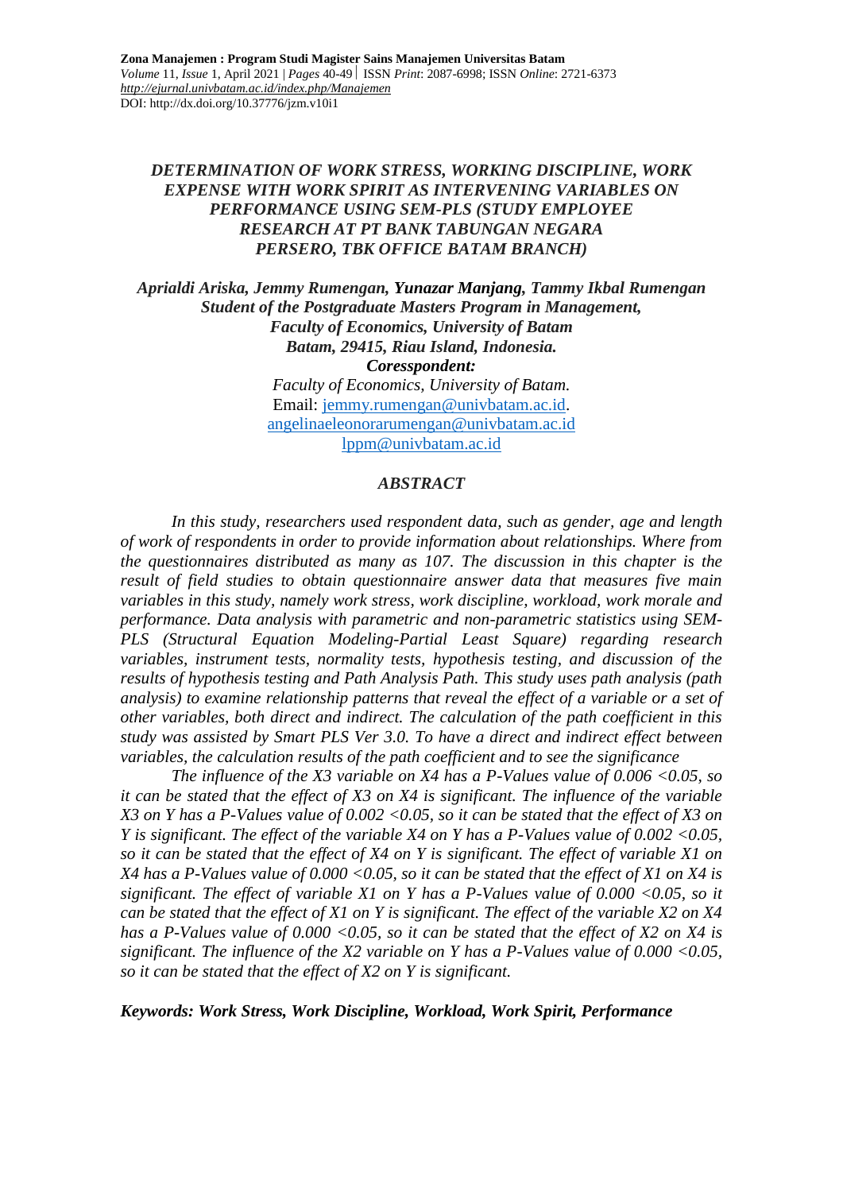Zona Manajemen : Program Studi Magister Sains Manajemen Universitas Batam
*Volume* 11, *Issue* 1, April 2021 | *Pages* 40-49 | ISSN *Print*: 2087-6998; ISSN *Online*: 2721-6373
*http://ejurnal.univbatam.ac.id/index.php/Manajemen*
DOI: http://dx.doi.org/10.37776/jzm.v10i1

# *DETERMINATION OF WORK STRESS, WORKING DISCIPLINE, WORK EXPENSE WITH WORK SPIRIT AS INTERVENING VARIABLES ON PERFORMANCE USING SEM-PLS (STUDY EMPLOYEE RESEARCH AT PT BANK TABUNGAN NEGARA PERSERO, TBK OFFICE BATAM BRANCH)*

***Aprialdi Ariska, Jemmy Rumengan, Yunazar Manjang, Tammy Ikbal Rumengan***
***Student of the Postgraduate Masters Program in Management,***
***Faculty of Economics, University of Batam***
***Batam, 29415, Riau Island, Indonesia.***
***Coresspondent:***
*Faculty of Economics, University of Batam.*
Email: jemmy.rumengan@univbatam.ac.id.
angelinaeleonorarumengan@univbatam.ac.id
lppm@univbatam.ac.id

## *ABSTRACT*

*In this study, researchers used respondent data, such as gender, age and length of work of respondents in order to provide information about relationships. Where from the questionnaires distributed as many as 107. The discussion in this chapter is the result of field studies to obtain questionnaire answer data that measures five main variables in this study, namely work stress, work discipline, workload, work morale and performance. Data analysis with parametric and non-parametric statistics using SEM-PLS (Structural Equation Modeling-Partial Least Square) regarding research variables, instrument tests, normality tests, hypothesis testing, and discussion of the results of hypothesis testing and Path Analysis Path. This study uses path analysis (path analysis) to examine relationship patterns that reveal the effect of a variable or a set of other variables, both direct and indirect. The calculation of the path coefficient in this study was assisted by Smart PLS Ver 3.0. To have a direct and indirect effect between variables, the calculation results of the path coefficient and to see the significance*

*The influence of the X3 variable on X4 has a P-Values value of 0.006 <0.05, so it can be stated that the effect of X3 on X4 is significant. The influence of the variable X3 on Y has a P-Values value of 0.002 <0.05, so it can be stated that the effect of X3 on Y is significant. The effect of the variable X4 on Y has a P-Values value of 0.002 <0.05, so it can be stated that the effect of X4 on Y is significant. The effect of variable X1 on X4 has a P-Values value of 0.000 <0.05, so it can be stated that the effect of X1 on X4 is significant. The effect of variable X1 on Y has a P-Values value of 0.000 <0.05, so it can be stated that the effect of X1 on Y is significant. The effect of the variable X2 on X4 has a P-Values value of 0.000 <0.05, so it can be stated that the effect of X2 on X4 is significant. The influence of the X2 variable on Y has a P-Values value of 0.000 <0.05, so it can be stated that the effect of X2 on Y is significant.*

***Keywords: Work Stress, Work Discipline, Workload, Work Spirit, Performance***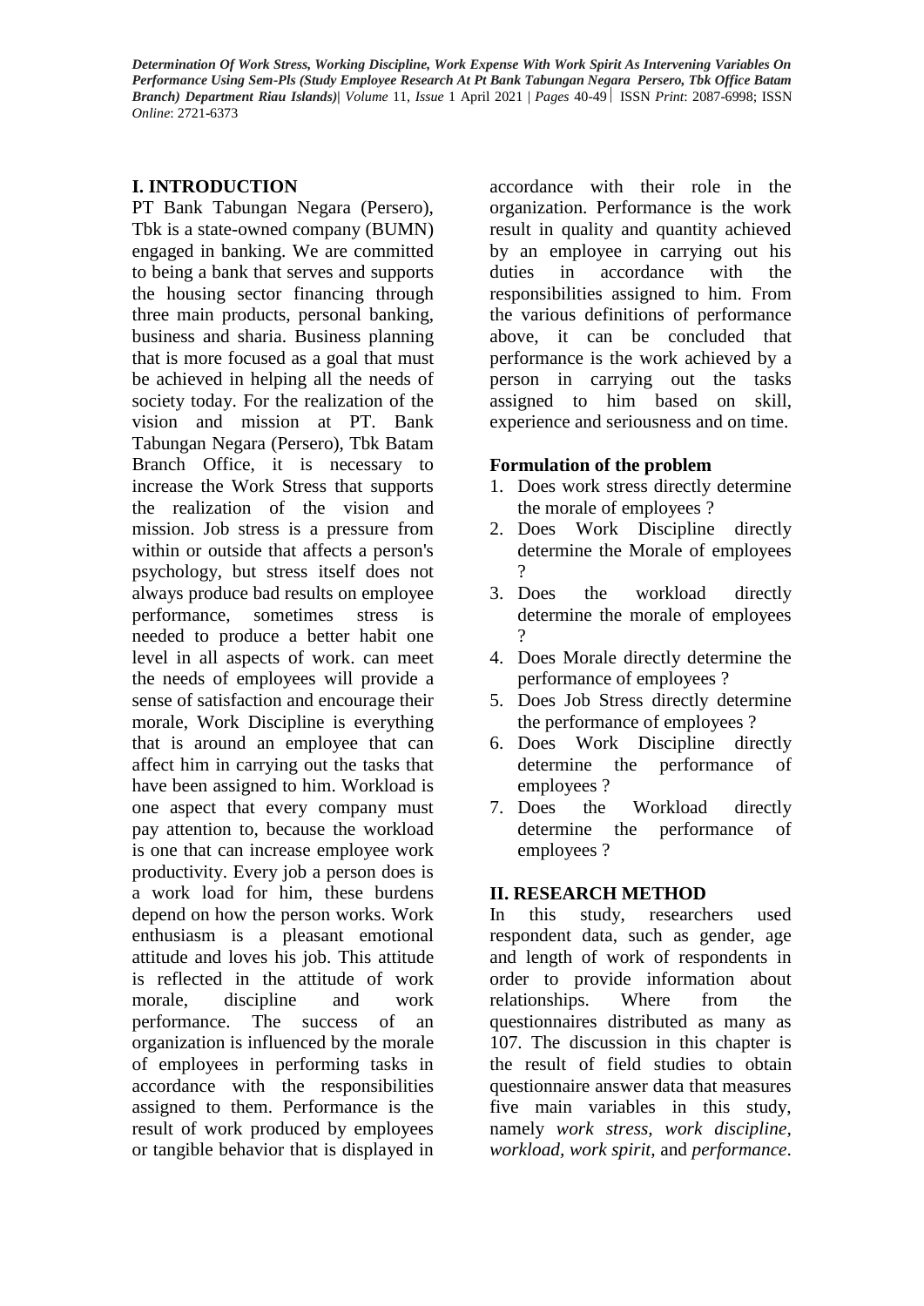## I. INTRODUCTION

PT Bank Tabungan Negara (Persero), Tbk is a state-owned company (BUMN) engaged in banking. We are committed to being a bank that serves and supports the housing sector financing through three main products, personal banking, business and sharia. Business planning that is more focused as a goal that must be achieved in helping all the needs of society today. For the realization of the vision and mission at PT. Bank Tabungan Negara (Persero), Tbk Batam Branch Office, it is necessary to increase the Work Stress that supports the realization of the vision and mission. Job stress is a pressure from within or outside that affects a person's psychology, but stress itself does not always produce bad results on employee performance, sometimes stress is needed to produce a better habit one level in all aspects of work. can meet the needs of employees will provide a sense of satisfaction and encourage their morale, Work Discipline is everything that is around an employee that can affect him in carrying out the tasks that have been assigned to him. Workload is one aspect that every company must pay attention to, because the workload is one that can increase employee work productivity. Every job a person does is a work load for him, these burdens depend on how the person works. Work enthusiasm is a pleasant emotional attitude and loves his job. This attitude is reflected in the attitude of work morale, discipline and work performance. The success of an organization is influenced by the morale of employees in performing tasks in accordance with the responsibilities assigned to them. Performance is the result of work produced by employees or tangible behavior that is displayed in accordance with their role in the organization. Performance is the work result in quality and quantity achieved by an employee in carrying out his duties in accordance with the responsibilities assigned to him. From the various definitions of performance above, it can be concluded that performance is the work achieved by a person in carrying out the tasks assigned to him based on skill, experience and seriousness and on time.

### Formulation of the problem

1. Does work stress directly determine the morale of employees ?
2. Does Work Discipline directly determine the Morale of employees ?
3. Does the workload directly determine the morale of employees ?
4. Does Morale directly determine the performance of employees ?
5. Does Job Stress directly determine the performance of employees ?
6. Does Work Discipline directly determine the performance of employees ?
7. Does the Workload directly determine the performance of employees ?

## II. RESEARCH METHOD

In this study, researchers used respondent data, such as gender, age and length of work of respondents in order to provide information about relationships. Where from the questionnaires distributed as many as 107. The discussion in this chapter is the result of field studies to obtain questionnaire answer data that measures five main variables in this study, namely *work stress, work discipline, workload, work spirit,* and *performance*.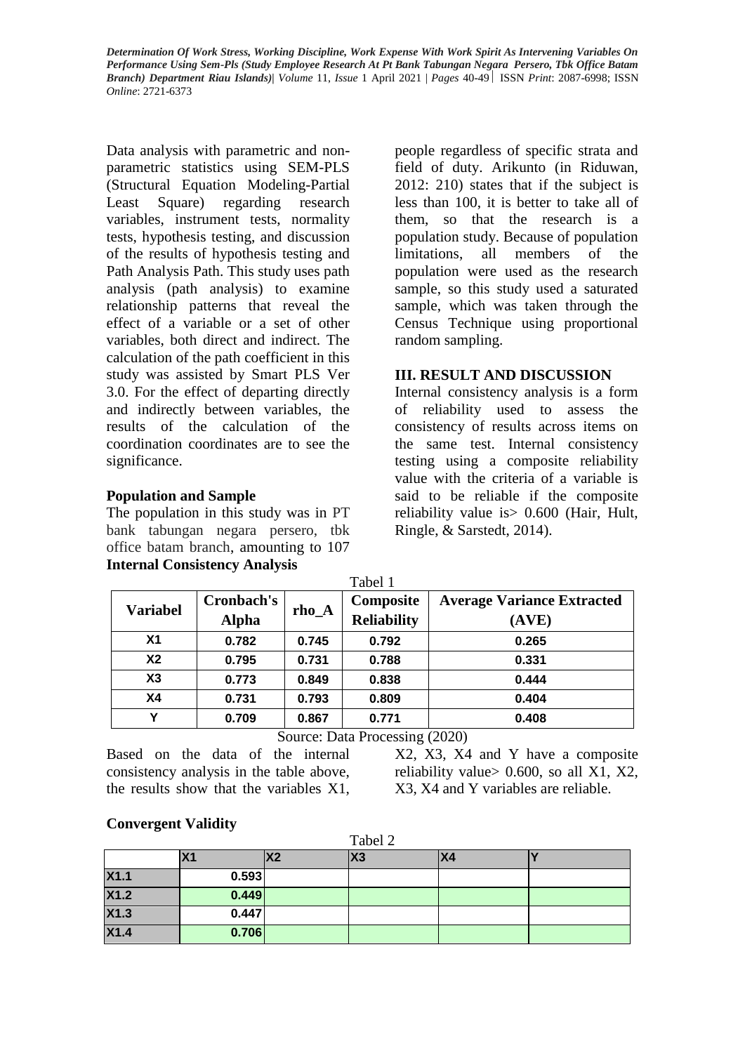Data analysis with parametric and non-parametric statistics using SEM-PLS (Structural Equation Modeling-Partial Least Square) regarding research variables, instrument tests, normality tests, hypothesis testing, and discussion of the results of hypothesis testing and Path Analysis Path. This study uses path analysis (path analysis) to examine relationship patterns that reveal the effect of a variable or a set of other variables, both direct and indirect. The calculation of the path coefficient in this study was assisted by Smart PLS Ver 3.0. For the effect of departing directly and indirectly between variables, the results of the calculation of the coordination coordinates are to see the significance.

### Population and Sample

The population in this study was in PT bank tabungan negara persero, tbk office batam branch, amounting to 107 people regardless of specific strata and field of duty. Arikunto (in Riduwan, 2012: 210) states that if the subject is less than 100, it is better to take all of them, so that the research is a population study. Because of population limitations, all members of the population were used as the research sample, so this study used a saturated sample, which was taken through the Census Technique using proportional random sampling.

## III. RESULT AND DISCUSSION

Internal consistency analysis is a form of reliability used to assess the consistency of results across items on the same test. Internal consistency testing using a composite reliability value with the criteria of a variable is said to be reliable if the composite reliability value is> 0.600 (Hair, Hult, Ringle, & Sarstedt, 2014).

### Internal Consistency Analysis

Tabel 1

| Variabel | Cronbach's Alpha | rho_A | Composite Reliability | Average Variance Extracted (AVE) |
|---|---|---|---|---|
| X1 | 0.782 | 0.745 | 0.792 | 0.265 |
| X2 | 0.795 | 0.731 | 0.788 | 0.331 |
| X3 | 0.773 | 0.849 | 0.838 | 0.444 |
| X4 | 0.731 | 0.793 | 0.809 | 0.404 |
| Y | 0.709 | 0.867 | 0.771 | 0.408 |

Source: Data Processing (2020)

Based on the data of the internal consistency analysis in the table above, the results show that the variables X1, X2, X3, X4 and Y have a composite reliability value> 0.600, so all X1, X2, X3, X4 and Y variables are reliable.

### Convergent Validity

Tabel 2

| | X1 | X2 | X3 | X4 | Y |
|---|---|---|---|---|---|
| X1.1 | 0.593 | | | | |
| X1.2 | 0.449 | | | | |
| X1.3 | 0.447 | | | | |
| X1.4 | 0.706 | | | | |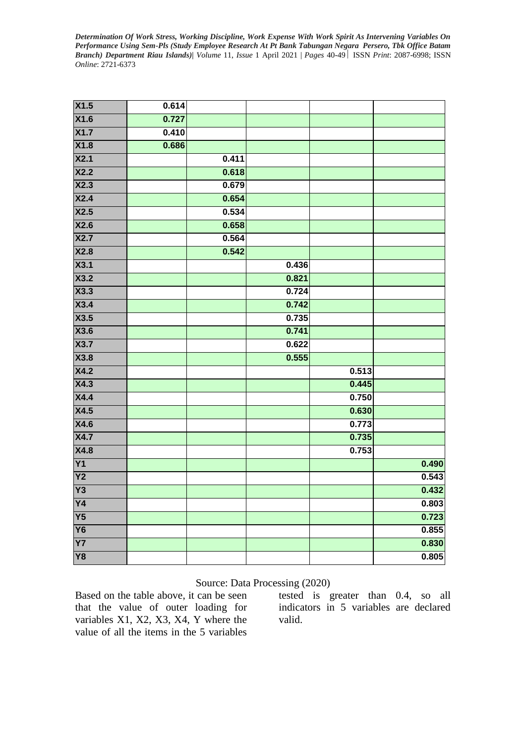| | | | | | |
|---|---|---|---|---|---|
| X1.5 | 0.614 | | | | |
| X1.6 | 0.727 | | | | |
| X1.7 | 0.410 | | | | |
| X1.8 | 0.686 | | | | |
| X2.1 | | 0.411 | | | |
| X2.2 | | 0.618 | | | |
| X2.3 | | 0.679 | | | |
| X2.4 | | 0.654 | | | |
| X2.5 | | 0.534 | | | |
| X2.6 | | 0.658 | | | |
| X2.7 | | 0.564 | | | |
| X2.8 | | 0.542 | | | |
| X3.1 | | | 0.436 | | |
| X3.2 | | | 0.821 | | |
| X3.3 | | | 0.724 | | |
| X3.4 | | | 0.742 | | |
| X3.5 | | | 0.735 | | |
| X3.6 | | | 0.741 | | |
| X3.7 | | | 0.622 | | |
| X3.8 | | | 0.555 | | |
| X4.2 | | | | 0.513 | |
| X4.3 | | | | 0.445 | |
| X4.4 | | | | 0.750 | |
| X4.5 | | | | 0.630 | |
| X4.6 | | | | 0.773 | |
| X4.7 | | | | 0.735 | |
| X4.8 | | | | 0.753 | |
| Y1 | | | | | 0.490 |
| Y2 | | | | | 0.543 |
| Y3 | | | | | 0.432 |
| Y4 | | | | | 0.803 |
| Y5 | | | | | 0.723 |
| Y6 | | | | | 0.855 |
| Y7 | | | | | 0.830 |
| Y8 | | | | | 0.805 |

Source: Data Processing (2020)

Based on the table above, it can be seen that the value of outer loading for variables X1, X2, X3, X4, Y where the value of all the items in the 5 variables tested is greater than 0.4, so all indicators in 5 variables are declared valid.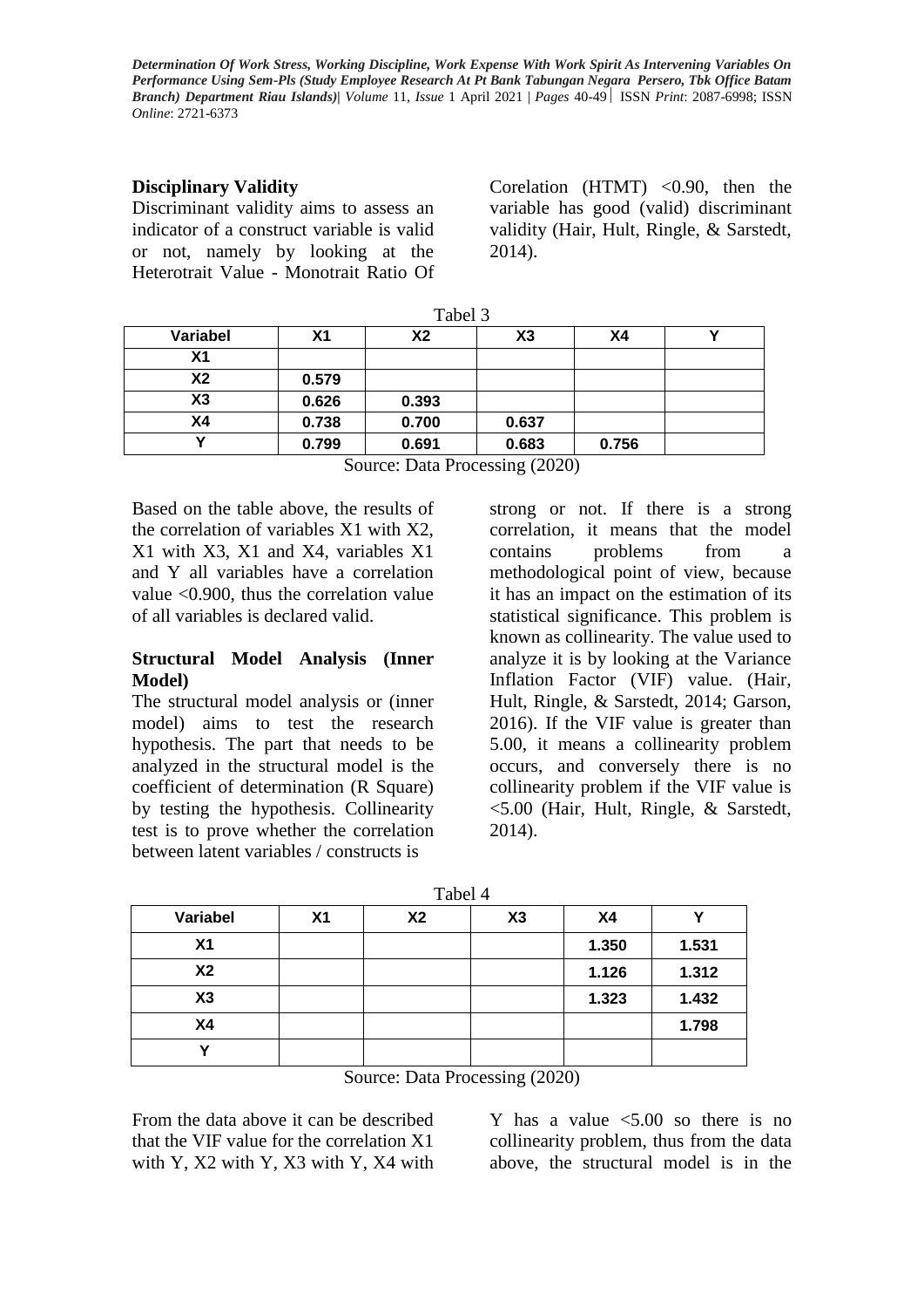### Disciplinary Validity

Discriminant validity aims to assess an indicator of a construct variable is valid or not, namely by looking at the Heterotrait Value - Monotrait Ratio Of Corelation (HTMT) <0.90, then the variable has good (valid) discriminant validity (Hair, Hult, Ringle, & Sarstedt, 2014).

Tabel 3

| Variabel | X1 | X2 | X3 | X4 | Y |
|---|---|---|---|---|---|
| X1 | | | | | |
| X2 | 0.579 | | | | |
| X3 | 0.626 | 0.393 | | | |
| X4 | 0.738 | 0.700 | 0.637 | | |
| Y | 0.799 | 0.691 | 0.683 | 0.756 | |

Source: Data Processing (2020)

Based on the table above, the results of the correlation of variables X1 with X2, X1 with X3, X1 and X4, variables X1 and Y all variables have a correlation value <0.900, thus the correlation value of all variables is declared valid.

### Structural Model Analysis (Inner Model)

The structural model analysis or (inner model) aims to test the research hypothesis. The part that needs to be analyzed in the structural model is the coefficient of determination (R Square) by testing the hypothesis. Collinearity test is to prove whether the correlation between latent variables / constructs is strong or not. If there is a strong correlation, it means that the model contains problems from a methodological point of view, because it has an impact on the estimation of its statistical significance. This problem is known as collinearity. The value used to analyze it is by looking at the Variance Inflation Factor (VIF) value. (Hair, Hult, Ringle, & Sarstedt, 2014; Garson, 2016). If the VIF value is greater than 5.00, it means a collinearity problem occurs, and conversely there is no collinearity problem if the VIF value is <5.00 (Hair, Hult, Ringle, & Sarstedt, 2014).

Tabel 4

| Variabel | X1 | X2 | X3 | X4 | Y |
|---|---|---|---|---|---|
| X1 | | | | 1.350 | 1.531 |
| X2 | | | | 1.126 | 1.312 |
| X3 | | | | 1.323 | 1.432 |
| X4 | | | | | 1.798 |
| Y | | | | | |

Source: Data Processing (2020)

From the data above it can be described that the VIF value for the correlation X1 with Y, X2 with Y, X3 with Y, X4 with Y has a value <5.00 so there is no collinearity problem, thus from the data above, the structural model is in the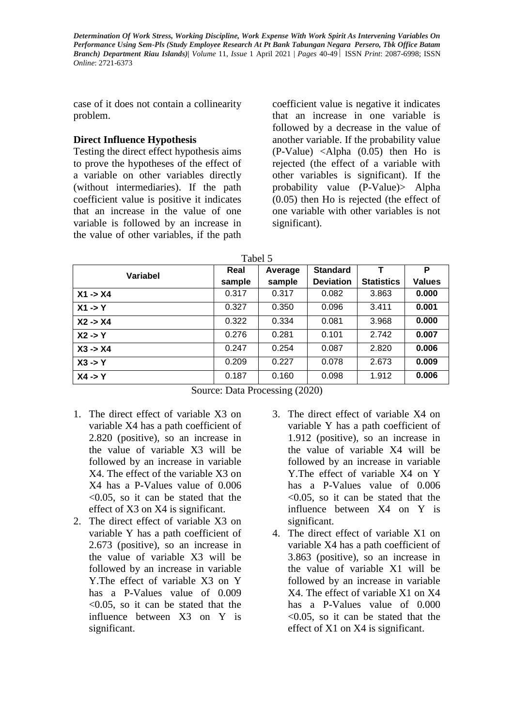case of it does not contain a collinearity problem.

### Direct Influence Hypothesis

Testing the direct effect hypothesis aims to prove the hypotheses of the effect of a variable on other variables directly (without intermediaries). If the path coefficient value is positive it indicates that an increase in the value of one variable is followed by an increase in the value of other variables, if the path coefficient value is negative it indicates that an increase in one variable is followed by a decrease in the value of another variable. If the probability value (P-Value) <Alpha (0.05) then Ho is rejected (the effect of a variable with other variables is significant). If the probability value (P-Value)> Alpha (0.05) then Ho is rejected (the effect of one variable with other variables is not significant).

Tabel 5

| Variabel | Real sample | Average sample | Standard Deviation | T Statistics | P Values |
|---|---|---|---|---|---|
| **X1 -> X4** | 0.317 | 0.317 | 0.082 | 3.863 | **0.000** |
| **X1 -> Y** | 0.327 | 0.350 | 0.096 | 3.411 | **0.001** |
| **X2 -> X4** | 0.322 | 0.334 | 0.081 | 3.968 | **0.000** |
| **X2 -> Y** | 0.276 | 0.281 | 0.101 | 2.742 | **0.007** |
| **X3 -> X4** | 0.247 | 0.254 | 0.087 | 2.820 | **0.006** |
| **X3 -> Y** | 0.209 | 0.227 | 0.078 | 2.673 | **0.009** |
| **X4 -> Y** | 0.187 | 0.160 | 0.098 | 1.912 | **0.006** |

Source: Data Processing (2020)

1. The direct effect of variable X3 on variable X4 has a path coefficient of 2.820 (positive), so an increase in the value of variable X3 will be followed by an increase in variable X4. The effect of the variable X3 on X4 has a P-Values value of 0.006 <0.05, so it can be stated that the effect of X3 on X4 is significant.
2. The direct effect of variable X3 on variable Y has a path coefficient of 2.673 (positive), so an increase in the value of variable X3 will be followed by an increase in variable Y.The effect of variable X3 on Y has a P-Values value of 0.009 <0.05, so it can be stated that the influence between X3 on Y is significant.
3. The direct effect of variable X4 on variable Y has a path coefficient of 1.912 (positive), so an increase in the value of variable X4 will be followed by an increase in variable Y.The effect of variable X4 on Y has a P-Values value of 0.006 <0.05, so it can be stated that the influence between X4 on Y is significant.
4. The direct effect of variable X1 on variable X4 has a path coefficient of 3.863 (positive), so an increase in the value of variable X1 will be followed by an increase in variable X4. The effect of variable X1 on X4 has a P-Values value of 0.000 <0.05, so it can be stated that the effect of X1 on X4 is significant.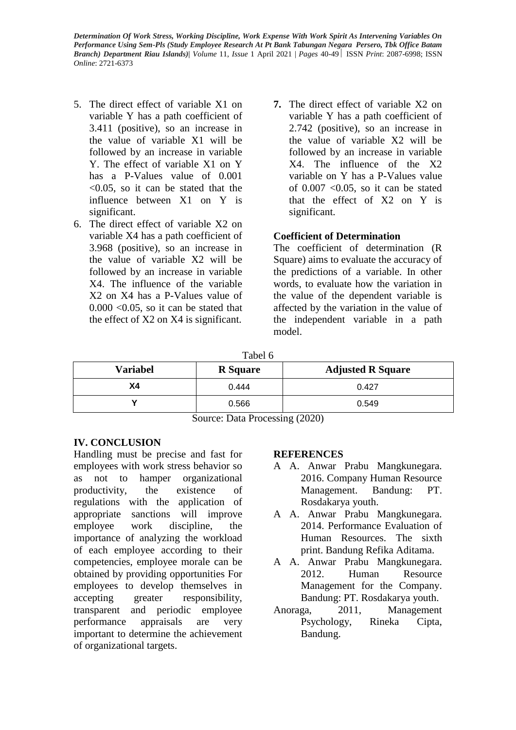5. The direct effect of variable X1 on variable Y has a path coefficient of 3.411 (positive), so an increase in the value of variable X1 will be followed by an increase in variable Y. The effect of variable X1 on Y has a P-Values value of 0.001 <0.05, so it can be stated that the influence between X1 on Y is significant.
6. The direct effect of variable X2 on variable X4 has a path coefficient of 3.968 (positive), so an increase in the value of variable X2 will be followed by an increase in variable X4. The influence of the variable X2 on X4 has a P-Values value of 0.000 <0.05, so it can be stated that the effect of X2 on X4 is significant.
7. The direct effect of variable X2 on variable Y has a path coefficient of 2.742 (positive), so an increase in the value of variable X2 will be followed by an increase in variable X4. The influence of the X2 variable on Y has a P-Values value of 0.007 <0.05, so it can be stated that the effect of X2 on Y is significant.

**Coefficient of Determination**

The coefficient of determination (R Square) aims to evaluate the accuracy of the predictions of a variable. In other words, to evaluate how the variation in the value of the dependent variable is affected by the variation in the value of the independent variable in a path model.

Tabel 6

| Variabel | R Square | Adjusted R Square |
|---|---|---|
| X4 | 0.444 | 0.427 |
| Y | 0.566 | 0.549 |

Source: Data Processing (2020)

## IV. CONCLUSION

Handling must be precise and fast for employees with work stress behavior so as not to hamper organizational productivity, the existence of regulations with the application of appropriate sanctions will improve employee work discipline, the importance of analyzing the workload of each employee according to their competencies, employee morale can be obtained by providing opportunities For employees to develop themselves in accepting greater responsibility, transparent and periodic employee performance appraisals are very important to determine the achievement of organizational targets.

## REFERENCES

A A. Anwar Prabu Mangkunegara. 2016. Company Human Resource Management. Bandung: PT. Rosdakarya youth.

A A. Anwar Prabu Mangkunegara. 2014. Performance Evaluation of Human Resources. The sixth print. Bandung Refika Aditama.

A A. Anwar Prabu Mangkunegara. 2012. Human Resource Management for the Company. Bandung: PT. Rosdakarya youth.

Anoraga, 2011, Management Psychology, Rineka Cipta, Bandung.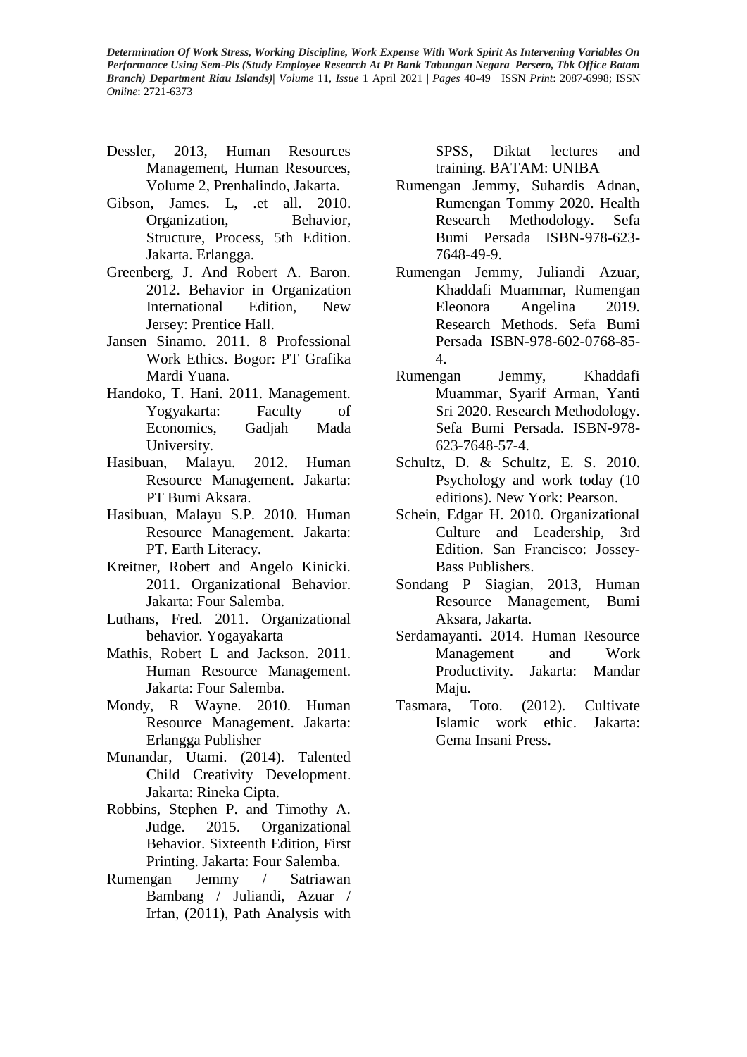Dessler, 2013, Human Resources Management, Human Resources, Volume 2, Prenhalindo, Jakarta.

Gibson, James. L, .et all. 2010. Organization, Behavior, Structure, Process, 5th Edition. Jakarta. Erlangga.

Greenberg, J. And Robert A. Baron. 2012. Behavior in Organization International Edition, New Jersey: Prentice Hall.

Jansen Sinamo. 2011. 8 Professional Work Ethics. Bogor: PT Grafika Mardi Yuana.

Handoko, T. Hani. 2011. Management. Yogyakarta: Faculty of Economics, Gadjah Mada University.

Hasibuan, Malayu. 2012. Human Resource Management. Jakarta: PT Bumi Aksara.

Hasibuan, Malayu S.P. 2010. Human Resource Management. Jakarta: PT. Earth Literacy.

Kreitner, Robert and Angelo Kinicki. 2011. Organizational Behavior. Jakarta: Four Salemba.

Luthans, Fred. 2011. Organizational behavior. Yogayakarta

Mathis, Robert L and Jackson. 2011. Human Resource Management. Jakarta: Four Salemba.

Mondy, R Wayne. 2010. Human Resource Management. Jakarta: Erlangga Publisher

Munandar, Utami. (2014). Talented Child Creativity Development. Jakarta: Rineka Cipta.

Robbins, Stephen P. and Timothy A. Judge. 2015. Organizational Behavior. Sixteenth Edition, First Printing. Jakarta: Four Salemba.

Rumengan Jemmy / Satriawan Bambang / Juliandi, Azuar / Irfan, (2011), Path Analysis with SPSS, Diktat lectures and training. BATAM: UNIBA

Rumengan Jemmy, Suhardis Adnan, Rumengan Tommy 2020. Health Research Methodology. Sefa Bumi Persada ISBN-978-623-7648-49-9.

Rumengan Jemmy, Juliandi Azuar, Khaddafi Muammar, Rumengan Eleonora Angelina 2019. Research Methods. Sefa Bumi Persada ISBN-978-602-0768-85-4.

Rumengan Jemmy, Khaddafi Muammar, Syarif Arman, Yanti Sri 2020. Research Methodology. Sefa Bumi Persada. ISBN-978-623-7648-57-4.

Schultz, D. & Schultz, E. S. 2010. Psychology and work today (10 editions). New York: Pearson.

Schein, Edgar H. 2010. Organizational Culture and Leadership, 3rd Edition. San Francisco: Jossey-Bass Publishers.

Sondang P Siagian, 2013, Human Resource Management, Bumi Aksara, Jakarta.

Serdamayanti. 2014. Human Resource Management and Work Productivity. Jakarta: Mandar Maju.

Tasmara, Toto. (2012). Cultivate Islamic work ethic. Jakarta: Gema Insani Press.